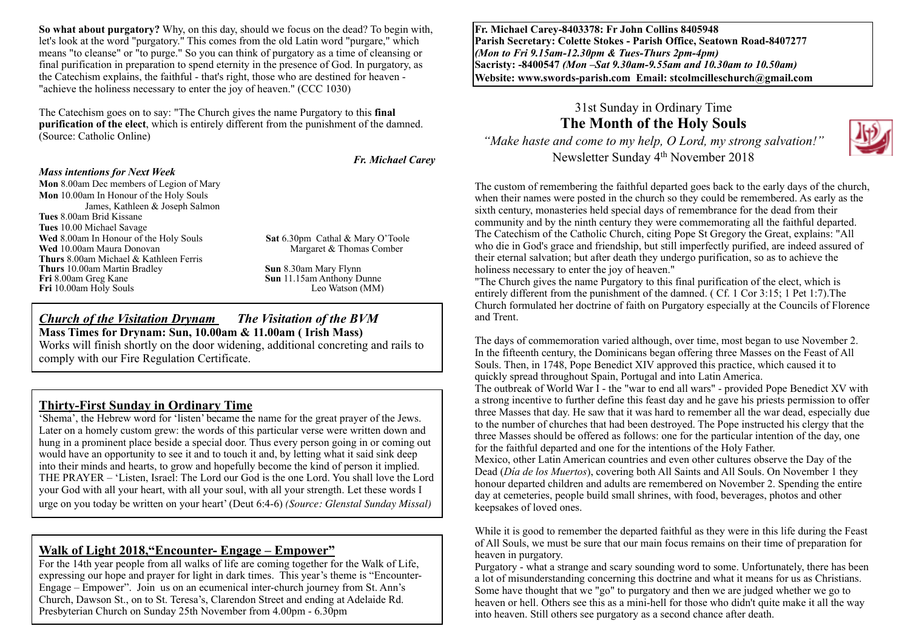**So what about purgatory?** Why, on this day, should we focus on the dead? To begin with, let's look at the word "purgatory." This comes from the old Latin word "purgare," which means "to cleanse" or "to purge." So you can think of purgatory as a time of cleansing or final purification in preparation to spend eternity in the presence of God. In purgatory, as the Catechism explains, the faithful - that's right, those who are destined for heaven - "achieve the holiness necessary to enter the joy of heaven." (CCC 1030)

The Catechism goes on to say: "The Church gives the name Purgatory to this **final purification of the elect**, which is entirely different from the punishment of the damned. (Source: Catholic Online)

*Fr. Michael Carey*

***Mass intentions for Next Week***

**Mon** 8.00am Dec members of Legion of Mary
**Mon** 10.00am In Honour of the Holy Souls
James, Kathleen & Joseph Salmon
**Tues** 8.00am Brid Kissane
**Tues** 10.00 Michael Savage
**Wed** 8.00am In Honour of the Holy Souls
**Wed** 10.00am Maura Donovan
**Thurs** 8.00am Michael & Kathleen Ferris
**Thurs** 10.00am Martin Bradley
**Fri** 8.00am Greg Kane
**Fri** 10.00am Holy Souls
**Sat** 6.30pm Cathal & Mary O'Toole
Margaret & Thomas Comber
**Sun** 8.30am Mary Flynn
**Sun** 11.15am Anthony Dunne
Leo Watson (MM)

## ***Church of the Visitation Drynam*** *The Visitation of the BVM*

**Mass Times for Drynam: Sun, 10.00am & 11.00am ( Irish Mass)**

Works will finish shortly on the door widening, additional concreting and rails to comply with our Fire Regulation Certificate.

## Thirty-First Sunday in Ordinary Time

'Shema', the Hebrew word for 'listen' became the name for the great prayer of the Jews. Later on a homely custom grew: the words of this particular verse were written down and hung in a prominent place beside a special door. Thus every person going in or coming out would have an opportunity to see it and to touch it and, by letting what it said sink deep into their minds and hearts, to grow and hopefully become the kind of person it implied. THE PRAYER – 'Listen, Israel: The Lord our God is the one Lord. You shall love the Lord your God with all your heart, with all your soul, with all your strength. Let these words I urge on you today be written on your heart' (Deut 6:4-6) *(Source: Glenstal Sunday Missal)*

## Walk of Light 2018,"Encounter- Engage – Empower"

For the 14th year people from all walks of life are coming together for the Walk of Life, expressing our hope and prayer for light in dark times. This year's theme is "Encounter-Engage – Empower". Join us on an ecumenical inter-church journey from St. Ann's Church, Dawson St., on to St. Teresa's, Clarendon Street and ending at Adelaide Rd. Presbyterian Church on Sunday 25th November from 4.00pm - 6.30pm

**Fr. Michael Carey-8403378: Fr John Collins 8405948**
**Parish Secretary: Colette Stokes - Parish Office, Seatown Road-8407277**
***(Mon to Fri 9.15am-12.30pm & Tues-Thurs 2pm-4pm)***
**Sacristy: -8400547** ***(Mon –Sat 9.30am-9.55am and 10.30am to 10.50am)***
**Website: www.swords-parish.com Email: stcolmcilleschurch@gmail.com**

31st Sunday in Ordinary Time

# The Month of the Holy Souls

*"Make haste and come to my help, O Lord, my strong salvation!"*

Newsletter Sunday 4th November 2018

The custom of remembering the faithful departed goes back to the early days of the church, when their names were posted in the church so they could be remembered. As early as the sixth century, monasteries held special days of remembrance for the dead from their community and by the ninth century they were commemorating all the faithful departed. The Catechism of the Catholic Church, citing Pope St Gregory the Great, explains: "All who die in God's grace and friendship, but still imperfectly purified, are indeed assured of their eternal salvation; but after death they undergo purification, so as to achieve the holiness necessary to enter the joy of heaven."

"The Church gives the name Purgatory to this final purification of the elect, which is entirely different from the punishment of the damned. ( Cf. 1 Cor 3:15; 1 Pet 1:7).The Church formulated her doctrine of faith on Purgatory especially at the Councils of Florence and Trent.

The days of commemoration varied although, over time, most began to use November 2. In the fifteenth century, the Dominicans began offering three Masses on the Feast of All Souls. Then, in 1748, Pope Benedict XIV approved this practice, which caused it to quickly spread throughout Spain, Portugal and into Latin America.

The outbreak of World War I - the "war to end all wars" - provided Pope Benedict XV with a strong incentive to further define this feast day and he gave his priests permission to offer three Masses that day. He saw that it was hard to remember all the war dead, especially due to the number of churches that had been destroyed. The Pope instructed his clergy that the three Masses should be offered as follows: one for the particular intention of the day, one for the faithful departed and one for the intentions of the Holy Father.

Mexico, other Latin American countries and even other cultures observe the Day of the Dead (*Día de los Muertos*), covering both All Saints and All Souls. On November 1 they honour departed children and adults are remembered on November 2. Spending the entire day at cemeteries, people build small shrines, with food, beverages, photos and other keepsakes of loved ones.

While it is good to remember the departed faithful as they were in this life during the Feast of All Souls, we must be sure that our main focus remains on their time of preparation for heaven in purgatory.

Purgatory - what a strange and scary sounding word to some. Unfortunately, there has been a lot of misunderstanding concerning this doctrine and what it means for us as Christians. Some have thought that we "go" to purgatory and then we are judged whether we go to heaven or hell. Others see this as a mini-hell for those who didn't quite make it all the way into heaven. Still others see purgatory as a second chance after death.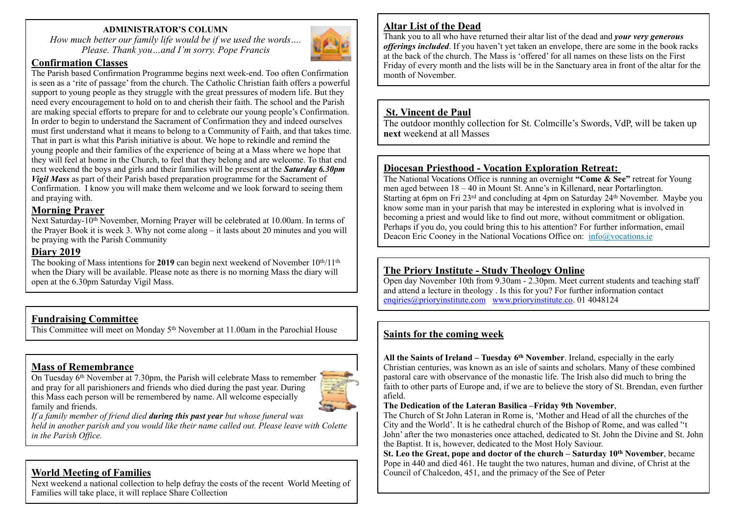**ADMINISTRATOR'S COLUMN**

*How much better our family life would be if we used the words…. Please. Thank you…and I'm sorry. Pope Francis*

## Confirmation Classes

The Parish based Confirmation Programme begins next week-end. Too often Confirmation is seen as a 'rite of passage' from the church. The Catholic Christian faith offers a powerful support to young people as they struggle with the great pressures of modern life. But they need every encouragement to hold on to and cherish their faith. The school and the Parish are making special efforts to prepare for and to celebrate our young people's Confirmation. In order to begin to understand the Sacrament of Confirmation they and indeed ourselves must first understand what it means to belong to a Community of Faith, and that takes time. That in part is what this Parish initiative is about. We hope to rekindle and remind the young people and their families of the experience of being at a Mass where we hope that they will feel at home in the Church, to feel that they belong and are welcome. To that end next weekend the boys and girls and their families will be present at the ***Saturday 6.30pm Vigil Mass*** as part of their Parish based preparation programme for the Sacrament of Confirmation. I know you will make them welcome and we look forward to seeing them and praying with.

## Morning Prayer

Next Saturday-10th November, Morning Prayer will be celebrated at 10.00am. In terms of the Prayer Book it is week 3. Why not come along – it lasts about 20 minutes and you will be praying with the Parish Community

## Diary 2019

The booking of Mass intentions for **2019** can begin next weekend of November 10th/11th when the Diary will be available. Please note as there is no morning Mass the diary will open at the 6.30pm Saturday Vigil Mass.

## Fundraising Committee

This Committee will meet on Monday 5th November at 11.00am in the Parochial House

## Mass of Remembrance

On Tuesday 6th November at 7.30pm, the Parish will celebrate Mass to remember and pray for all parishioners and friends who died during the past year. During this Mass each person will be remembered by name. All welcome especially family and friends.

*If a family member of friend died **during this past year** but whose funeral was held in another parish and you would like their name called out. Please leave with Colette in the Parish Office.*

## World Meeting of Families

Next weekend a national collection to help defray the costs of the recent World Meeting of Families will take place, it will replace Share Collection

## Altar List of the Dead

Thank you to all who have returned their altar list of the dead and ***your very generous offerings included***. If you haven't yet taken an envelope, there are some in the book racks at the back of the church. The Mass is 'offered' for all names on these lists on the First Friday of every month and the lists will be in the Sanctuary area in front of the altar for the month of November.

## St. Vincent de Paul

The outdoor monthly collection for St. Colmcille's Swords, VdP, will be taken up **next** weekend at all Masses

## Diocesan Priesthood - Vocation Exploration Retreat:

The National Vocations Office is running an overnight **"Come & See"** retreat for Young men aged between 18 – 40 in Mount St. Anne's in Killenard, near Portarlington. Starting at 6pm on Fri 23rd and concluding at 4pm on Saturday 24th November. Maybe you know some man in your parish that may be interested in exploring what is involved in becoming a priest and would like to find out more, without commitment or obligation. Perhaps if you do, you could bring this to his attention? For further information, email Deacon Eric Cooney in the National Vocations Office on: info@vocations.ie

## The Priory Institute - Study Theology Online

Open day November 10th from 9.30am - 2.30pm. Meet current students and teaching staff and attend a lecture in theology . Is this for you? For further information contact enqiries@prioryinstitute.com www.prioryinstitute.co. 01 4048124

## Saints for the coming week

**All the Saints of Ireland – Tuesday 6th November**. Ireland, especially in the early Christian centuries, was known as an isle of saints and scholars. Many of these combined pastoral care with observance of the monastic life. The Irish also did much to bring the faith to other parts of Europe and, if we are to believe the story of St. Brendan, even further afield.

**The Dedication of the Lateran Basilica –Friday 9th November**,

The Church of St John Lateran in Rome is, 'Mother and Head of all the churches of the City and the World'. It is he cathedral church of the Bishop of Rome, and was called "t John' after the two monasteries once attached, dedicated to St. John the Divine and St. John the Baptist. It is, however, dedicated to the Most Holy Saviour.

**St. Leo the Great, pope and doctor of the church – Saturday 10th November**, became Pope in 440 and died 461. He taught the two natures, human and divine, of Christ at the Council of Chalcedon, 451, and the primacy of the See of Peter